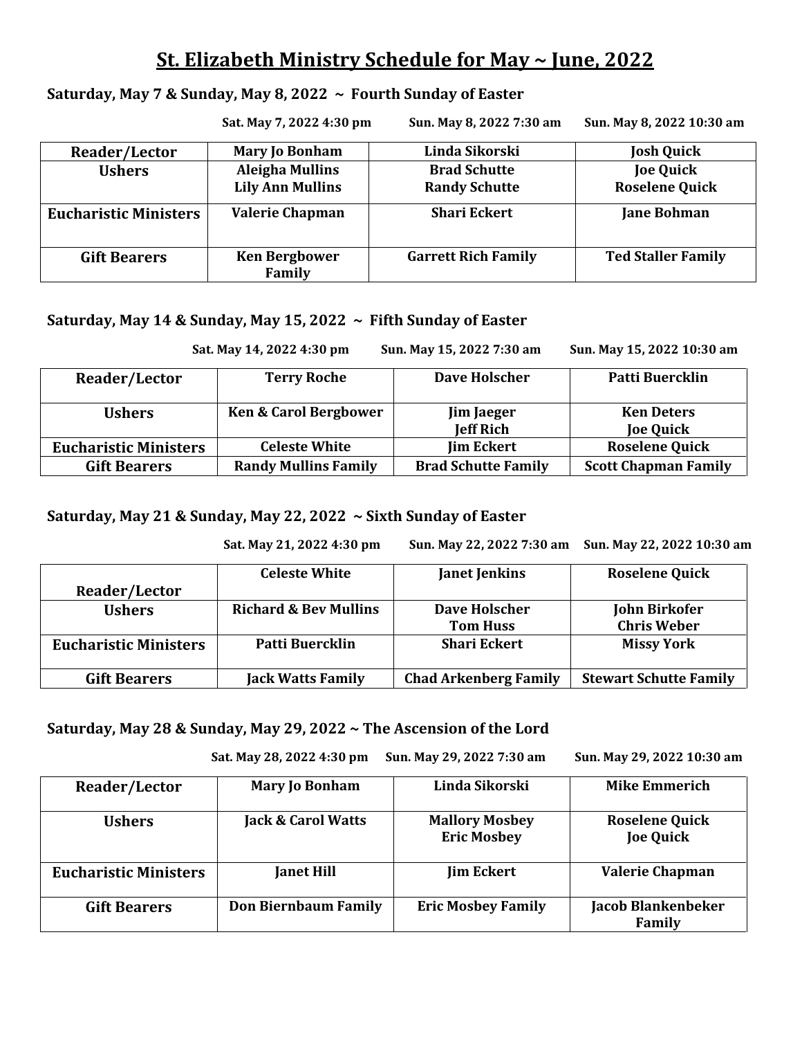# St. Elizabeth Ministry Schedule for May ~ June, 2022

## Saturday, May 7 & Sunday, May 8, 2022 ~ Fourth Sunday of Easter

| | Sat. May 7, 2022 4:30 pm | Sun. May 8, 2022 7:30 am | Sun. May 8, 2022 10:30 am |
|---|---|---|---|
| **Reader/Lector** | **Mary Jo Bonham** | **Linda Sikorski** | **Josh Quick** |
| **Ushers** | **Aleigha Mullins**<br>**Lily Ann Mullins** | **Brad Schutte**<br>**Randy Schutte** | **Joe Quick**<br>**Roselene Quick** |
| **Eucharistic Ministers** | **Valerie Chapman** | **Shari Eckert** | **Jane Bohman** |
| **Gift Bearers** | **Ken Bergbower Family** | **Garrett Rich Family** | **Ted Staller Family** |

## Saturday, May 14 & Sunday, May 15, 2022 ~ Fifth Sunday of Easter

| | Sat. May 14, 2022 4:30 pm | Sun. May 15, 2022 7:30 am | Sun. May 15, 2022 10:30 am |
|---|---|---|---|
| **Reader/Lector** | **Terry Roche** | **Dave Holscher** | **Patti Buercklin** |
| **Ushers** | **Ken & Carol Bergbower** | **Jim Jaeger**<br>**Jeff Rich** | **Ken Deters**<br>**Joe Quick** |
| **Eucharistic Ministers** | **Celeste White** | **Jim Eckert** | **Roselene Quick** |
| **Gift Bearers** | **Randy Mullins Family** | **Brad Schutte Family** | **Scott Chapman Family** |

## Saturday, May 21 & Sunday, May 22, 2022 ~ Sixth Sunday of Easter

| | Sat. May 21, 2022 4:30 pm | Sun. May 22, 2022 7:30 am | Sun. May 22, 2022 10:30 am |
|---|---|---|---|
| **Reader/Lector** | **Celeste White** | **Janet Jenkins** | **Roselene Quick** |
| **Ushers** | **Richard & Bev Mullins** | **Dave Holscher**<br>**Tom Huss** | **John Birkofer**<br>**Chris Weber** |
| **Eucharistic Ministers** | **Patti Buercklin** | **Shari Eckert** | **Missy York** |
| **Gift Bearers** | **Jack Watts Family** | **Chad Arkenberg Family** | **Stewart Schutte Family** |

## Saturday, May 28 & Sunday, May 29, 2022 ~ The Ascension of the Lord

| | Sat. May 28, 2022 4:30 pm | Sun. May 29, 2022 7:30 am | Sun. May 29, 2022 10:30 am |
|---|---|---|---|
| **Reader/Lector** | **Mary Jo Bonham** | **Linda Sikorski** | **Mike Emmerich** |
| **Ushers** | **Jack & Carol Watts** | **Mallory Mosbey**<br>**Eric Mosbey** | **Roselene Quick**<br>**Joe Quick** |
| **Eucharistic Ministers** | **Janet Hill** | **Jim Eckert** | **Valerie Chapman** |
| **Gift Bearers** | **Don Biernbaum Family** | **Eric Mosbey Family** | **Jacob Blankenbeker Family** |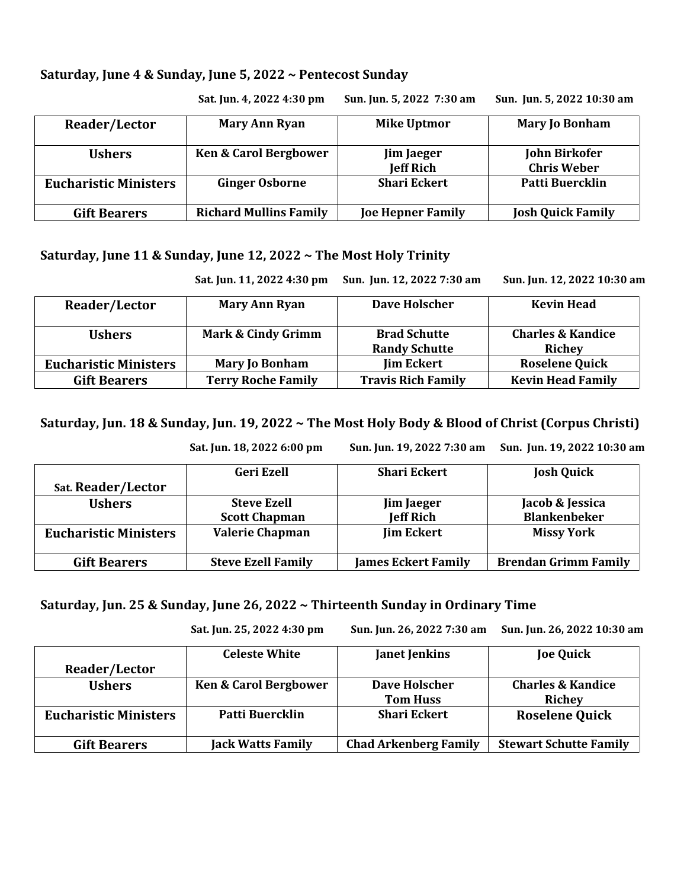**Saturday, June 4 & Sunday, June 5, 2022 ~ Pentecost Sunday**

| | Sat. Jun. 4, 2022 4:30 pm | Sun. Jun. 5, 2022 7:30 am | Sun. Jun. 5, 2022 10:30 am |
|---|---|---|---|
| **Reader/Lector** | **Mary Ann Ryan** | **Mike Uptmor** | **Mary Jo Bonham** |
| **Ushers** | **Ken & Carol Bergbower** | **Jim Jaeger** **Jeff Rich** | **John Birkofer** **Chris Weber** |
| **Eucharistic Ministers** | **Ginger Osborne** | **Shari Eckert** | **Patti Buercklin** |
| **Gift Bearers** | **Richard Mullins Family** | **Joe Hepner Family** | **Josh Quick Family** |

**Saturday, June 11 & Sunday, June 12, 2022 ~ The Most Holy Trinity**

| | Sat. Jun. 11, 2022 4:30 pm | Sun. Jun. 12, 2022 7:30 am | Sun. Jun. 12, 2022 10:30 am |
|---|---|---|---|
| **Reader/Lector** | **Mary Ann Ryan** | **Dave Holscher** | **Kevin Head** |
| **Ushers** | **Mark & Cindy Grimm** | **Brad Schutte** **Randy Schutte** | **Charles & Kandice Richey** |
| **Eucharistic Ministers** | **Mary Jo Bonham** | **Jim Eckert** | **Roselene Quick** |
| **Gift Bearers** | **Terry Roche Family** | **Travis Rich Family** | **Kevin Head Family** |

**Saturday, Jun. 18 & Sunday, Jun. 19, 2022 ~ The Most Holy Body & Blood of Christ (Corpus Christi)**

| | Sat. Jun. 18, 2022 6:00 pm | Sun. Jun. 19, 2022 7:30 am | Sun. Jun. 19, 2022 10:30 am |
|---|---|---|---|
| **Sat. Reader/Lector** | **Geri Ezell** | **Shari Eckert** | **Josh Quick** |
| **Ushers** | **Steve Ezell** **Scott Chapman** | **Jim Jaeger** **Jeff Rich** | **Jacob & Jessica Blankenbeker** |
| **Eucharistic Ministers** | **Valerie Chapman** | **Jim Eckert** | **Missy York** |
| **Gift Bearers** | **Steve Ezell Family** | **James Eckert Family** | **Brendan Grimm Family** |

**Saturday, Jun. 25 & Sunday, June 26, 2022 ~ Thirteenth Sunday in Ordinary Time**

| | Sat. Jun. 25, 2022 4:30 pm | Sun. Jun. 26, 2022 7:30 am | Sun. Jun. 26, 2022 10:30 am |
|---|---|---|---|
| **Reader/Lector** | **Celeste White** | **Janet Jenkins** | **Joe Quick** |
| **Ushers** | **Ken & Carol Bergbower** | **Dave Holscher** **Tom Huss** | **Charles & Kandice Richey** |
| **Eucharistic Ministers** | **Patti Buercklin** | **Shari Eckert** | **Roselene Quick** |
| **Gift Bearers** | **Jack Watts Family** | **Chad Arkenberg Family** | **Stewart Schutte Family** |